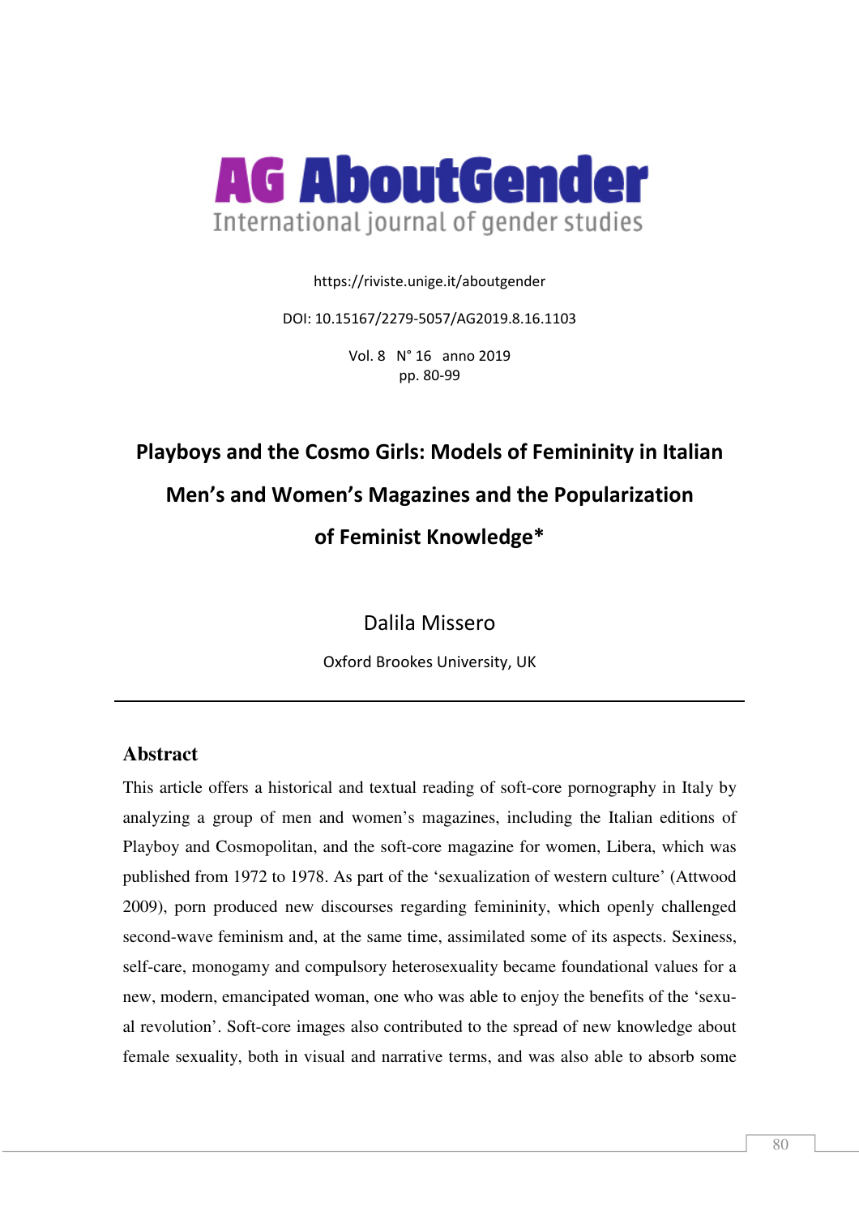# AG AboutGender

International journal of gender studies

https://riviste.unige.it/aboutgender

DOI: 10.15167/2279-5057/AG2019.8.16.1103

Vol. 8 N° 16 anno 2019
pp. 80-99

## Playboys and the Cosmo Girls: Models of Femininity in Italian Men's and Women's Magazines and the Popularization of Feminist Knowledge*

Dalila Missero

Oxford Brookes University, UK

---

### Abstract

This article offers a historical and textual reading of soft-core pornography in Italy by analyzing a group of men and women's magazines, including the Italian editions of Playboy and Cosmopolitan, and the soft-core magazine for women, Libera, which was published from 1972 to 1978. As part of the 'sexualization of western culture' (Attwood 2009), porn produced new discourses regarding femininity, which openly challenged second-wave feminism and, at the same time, assimilated some of its aspects. Sexiness, self-care, monogamy and compulsory heterosexuality became foundational values for a new, modern, emancipated woman, one who was able to enjoy the benefits of the 'sexual revolution'. Soft-core images also contributed to the spread of new knowledge about female sexuality, both in visual and narrative terms, and was also able to absorb some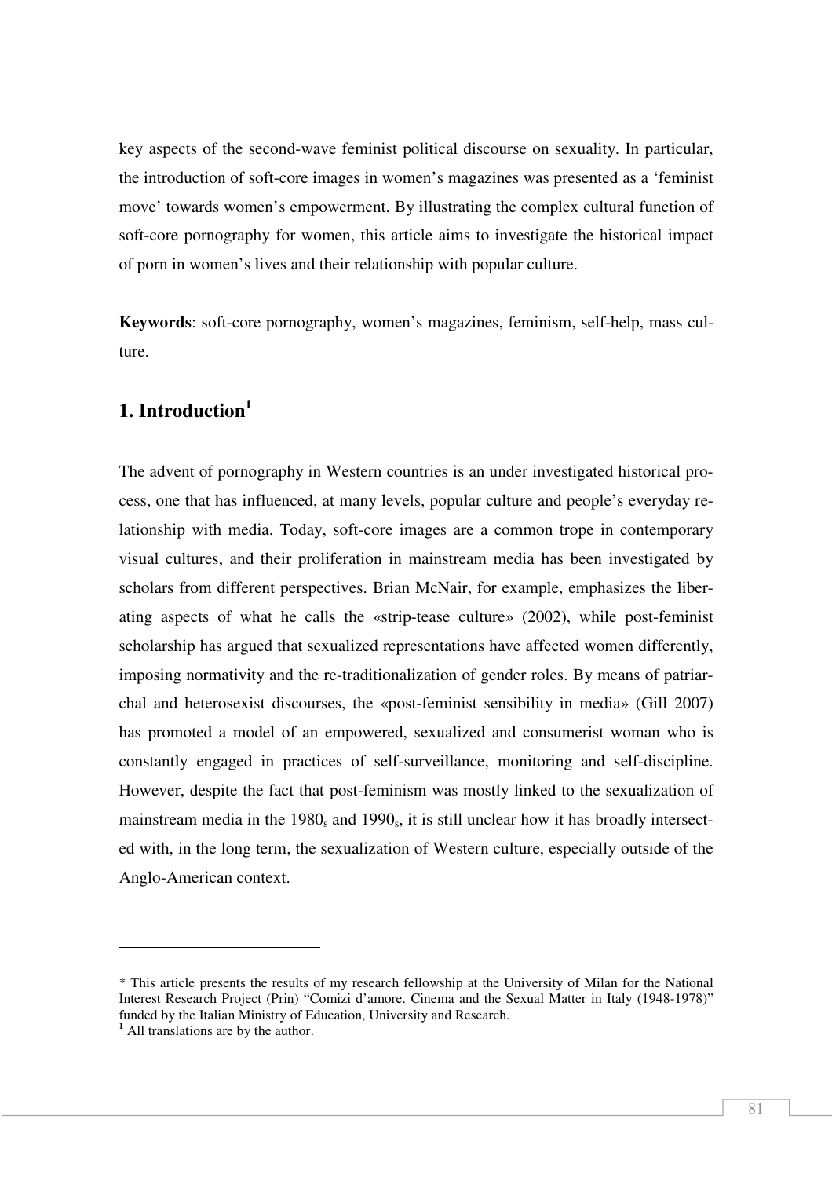key aspects of the second-wave feminist political discourse on sexuality. In particular, the introduction of soft-core images in women's magazines was presented as a 'feminist move' towards women's empowerment. By illustrating the complex cultural function of soft-core pornography for women, this article aims to investigate the historical impact of porn in women's lives and their relationship with popular culture.

**Keywords**: soft-core pornography, women's magazines, feminism, self-help, mass culture.

## 1. Introduction[1]

The advent of pornography in Western countries is an under investigated historical process, one that has influenced, at many levels, popular culture and people's everyday relationship with media. Today, soft-core images are a common trope in contemporary visual cultures, and their proliferation in mainstream media has been investigated by scholars from different perspectives. Brian McNair, for example, emphasizes the liberating aspects of what he calls the «strip-tease culture» (2002), while post-feminist scholarship has argued that sexualized representations have affected women differently, imposing normativity and the re-traditionalization of gender roles. By means of patriarchal and heterosexist discourses, the «post-feminist sensibility in media» (Gill 2007) has promoted a model of an empowered, sexualized and consumerist woman who is constantly engaged in practices of self-surveillance, monitoring and self-discipline. However, despite the fact that post-feminism was mostly linked to the sexualization of mainstream media in the $1980_s$ and $1990_s$, it is still unclear how it has broadly intersected with, in the long term, the sexualization of Western culture, especially outside of the Anglo-American context.

---

\* This article presents the results of my research fellowship at the University of Milan for the National Interest Research Project (Prin) "Comizi d'amore. Cinema and the Sexual Matter in Italy (1948-1978)" funded by the Italian Ministry of Education, University and Research.

[1] All translations are by the author.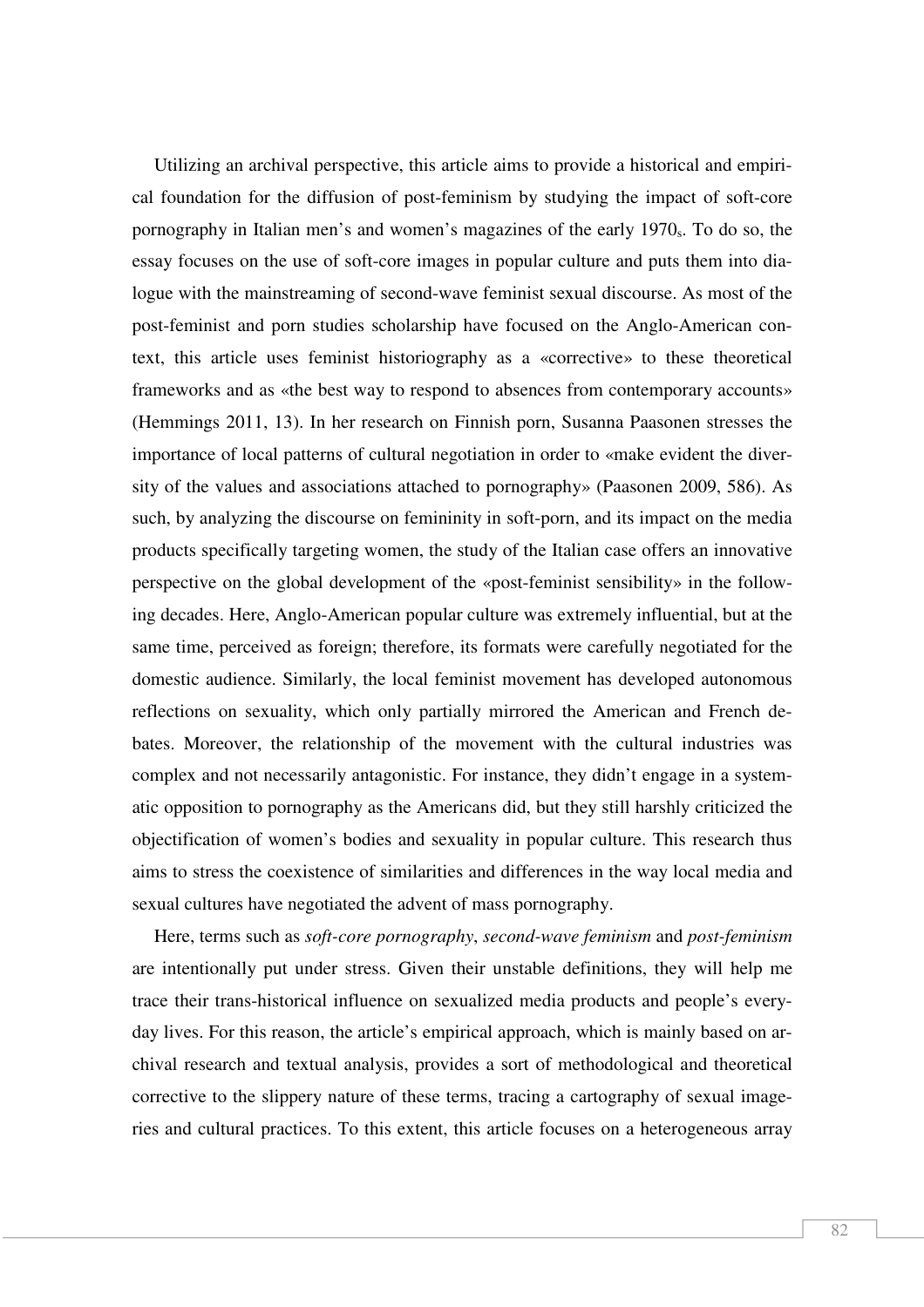Utilizing an archival perspective, this article aims to provide a historical and empirical foundation for the diffusion of post-feminism by studying the impact of soft-core pornography in Italian men's and women's magazines of the early 1970s. To do so, the essay focuses on the use of soft-core images in popular culture and puts them into dialogue with the mainstreaming of second-wave feminist sexual discourse. As most of the post-feminist and porn studies scholarship have focused on the Anglo-American context, this article uses feminist historiography as a «corrective» to these theoretical frameworks and as «the best way to respond to absences from contemporary accounts» (Hemmings 2011, 13). In her research on Finnish porn, Susanna Paasonen stresses the importance of local patterns of cultural negotiation in order to «make evident the diversity of the values and associations attached to pornography» (Paasonen 2009, 586). As such, by analyzing the discourse on femininity in soft-porn, and its impact on the media products specifically targeting women, the study of the Italian case offers an innovative perspective on the global development of the «post-feminist sensibility» in the following decades. Here, Anglo-American popular culture was extremely influential, but at the same time, perceived as foreign; therefore, its formats were carefully negotiated for the domestic audience. Similarly, the local feminist movement has developed autonomous reflections on sexuality, which only partially mirrored the American and French debates. Moreover, the relationship of the movement with the cultural industries was complex and not necessarily antagonistic. For instance, they didn't engage in a systematic opposition to pornography as the Americans did, but they still harshly criticized the objectification of women's bodies and sexuality in popular culture. This research thus aims to stress the coexistence of similarities and differences in the way local media and sexual cultures have negotiated the advent of mass pornography.

Here, terms such as *soft-core pornography*, *second-wave feminism* and *post-feminism* are intentionally put under stress. Given their unstable definitions, they will help me trace their trans-historical influence on sexualized media products and people's everyday lives. For this reason, the article's empirical approach, which is mainly based on archival research and textual analysis, provides a sort of methodological and theoretical corrective to the slippery nature of these terms, tracing a cartography of sexual imageries and cultural practices. To this extent, this article focuses on a heterogeneous array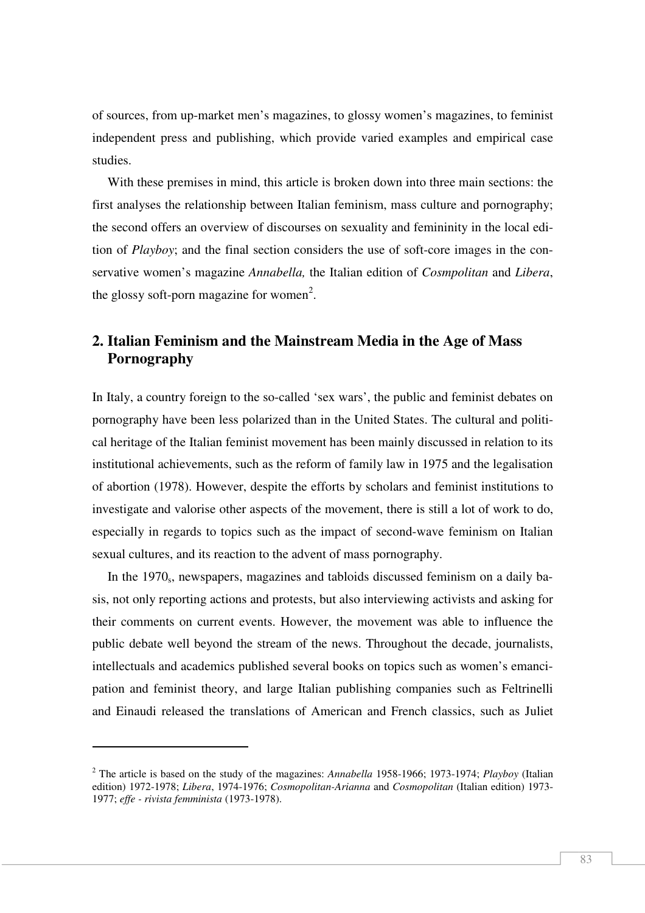of sources, from up-market men's magazines, to glossy women's magazines, to feminist independent press and publishing, which provide varied examples and empirical case studies.

With these premises in mind, this article is broken down into three main sections: the first analyses the relationship between Italian feminism, mass culture and pornography; the second offers an overview of discourses on sexuality and femininity in the local edition of *Playboy*; and the final section considers the use of soft-core images in the conservative women's magazine *Annabella,* the Italian edition of *Cosmpolitan* and *Libera*, the glossy soft-porn magazine for women[2].

## 2. Italian Feminism and the Mainstream Media in the Age of Mass Pornography

In Italy, a country foreign to the so-called 'sex wars', the public and feminist debates on pornography have been less polarized than in the United States. The cultural and political heritage of the Italian feminist movement has been mainly discussed in relation to its institutional achievements, such as the reform of family law in 1975 and the legalisation of abortion (1978). However, despite the efforts by scholars and feminist institutions to investigate and valorise other aspects of the movement, there is still a lot of work to do, especially in regards to topics such as the impact of second-wave feminism on Italian sexual cultures, and its reaction to the advent of mass pornography.

In the 1970$_s$, newspapers, magazines and tabloids discussed feminism on a daily basis, not only reporting actions and protests, but also interviewing activists and asking for their comments on current events. However, the movement was able to influence the public debate well beyond the stream of the news. Throughout the decade, journalists, intellectuals and academics published several books on topics such as women's emancipation and feminist theory, and large Italian publishing companies such as Feltrinelli and Einaudi released the translations of American and French classics, such as Juliet

---

[2] The article is based on the study of the magazines: *Annabella* 1958-1966; 1973-1974; *Playboy* (Italian edition) 1972-1978; *Libera*, 1974-1976; *Cosmopolitan-Arianna* and *Cosmopolitan* (Italian edition) 1973-1977; *effe - rivista femminista* (1973-1978).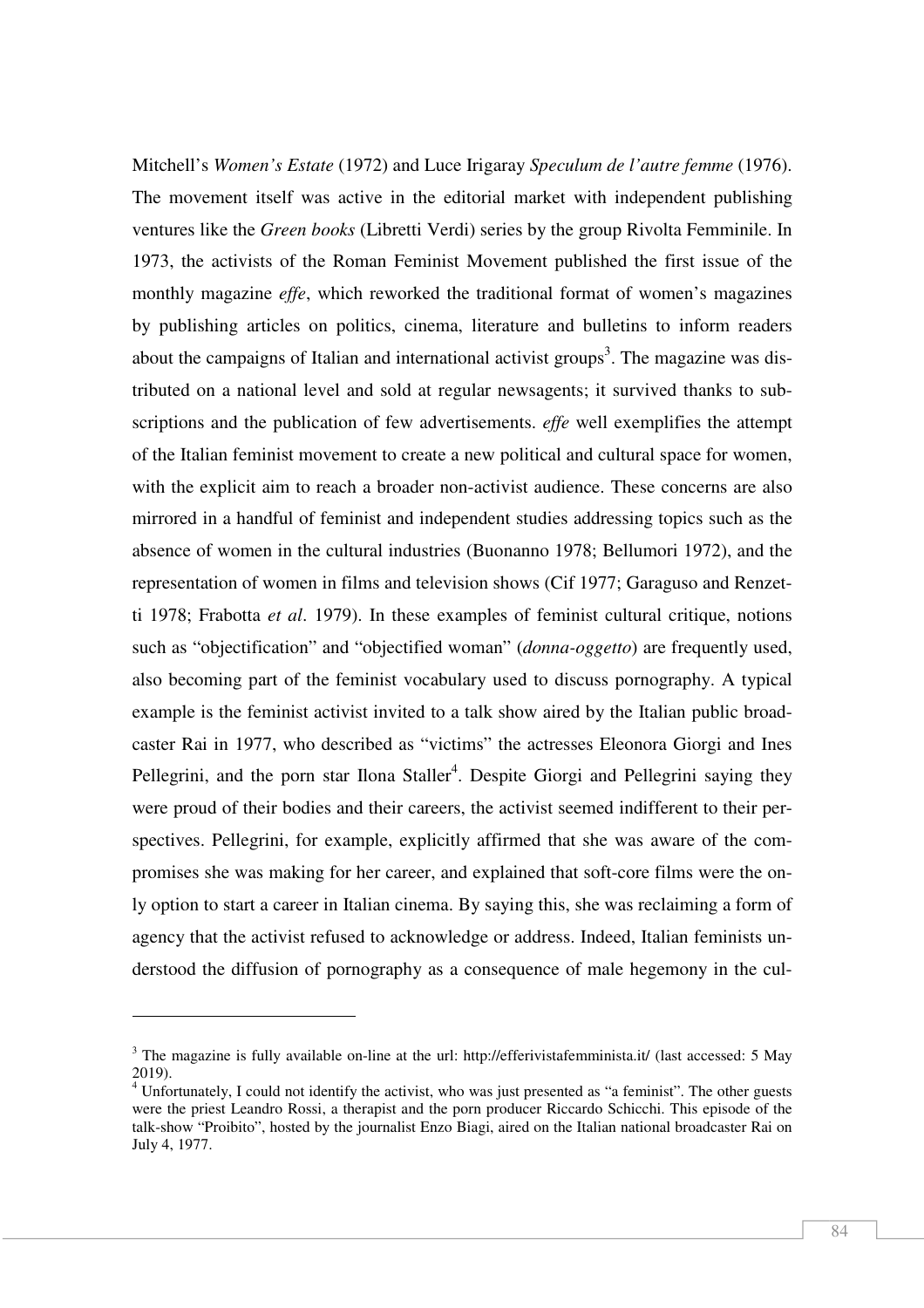Mitchell's *Women's Estate* (1972) and Luce Irigaray *Speculum de l'autre femme* (1976). The movement itself was active in the editorial market with independent publishing ventures like the *Green books* (Libretti Verdi) series by the group Rivolta Femminile. In 1973, the activists of the Roman Feminist Movement published the first issue of the monthly magazine *effe*, which reworked the traditional format of women's magazines by publishing articles on politics, cinema, literature and bulletins to inform readers about the campaigns of Italian and international activist groups[3]. The magazine was distributed on a national level and sold at regular newsagents; it survived thanks to subscriptions and the publication of few advertisements. *effe* well exemplifies the attempt of the Italian feminist movement to create a new political and cultural space for women, with the explicit aim to reach a broader non-activist audience. These concerns are also mirrored in a handful of feminist and independent studies addressing topics such as the absence of women in the cultural industries (Buonanno 1978; Bellumori 1972), and the representation of women in films and television shows (Cif 1977; Garaguso and Renzetti 1978; Frabotta *et al*. 1979). In these examples of feminist cultural critique, notions such as "objectification" and "objectified woman" (*donna-oggetto*) are frequently used, also becoming part of the feminist vocabulary used to discuss pornography. A typical example is the feminist activist invited to a talk show aired by the Italian public broadcaster Rai in 1977, who described as "victims" the actresses Eleonora Giorgi and Ines Pellegrini, and the porn star Ilona Staller[4]. Despite Giorgi and Pellegrini saying they were proud of their bodies and their careers, the activist seemed indifferent to their perspectives. Pellegrini, for example, explicitly affirmed that she was aware of the compromises she was making for her career, and explained that soft-core films were the only option to start a career in Italian cinema. By saying this, she was reclaiming a form of agency that the activist refused to acknowledge or address. Indeed, Italian feminists understood the diffusion of pornography as a consequence of male hegemony in the cul-

---

[3] The magazine is fully available on-line at the url: http://efferivistafemminista.it/ (last accessed: 5 May 2019).

[4] Unfortunately, I could not identify the activist, who was just presented as "a feminist". The other guests were the priest Leandro Rossi, a therapist and the porn producer Riccardo Schicchi. This episode of the talk-show "Proibito", hosted by the journalist Enzo Biagi, aired on the Italian national broadcaster Rai on July 4, 1977.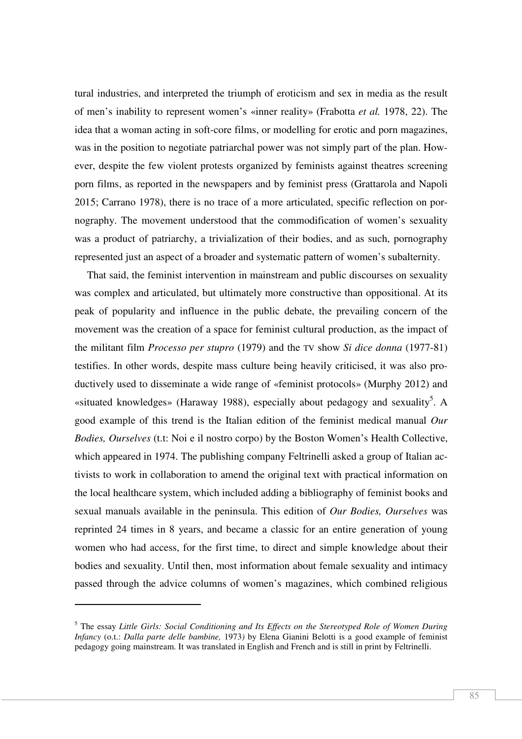tural industries, and interpreted the triumph of eroticism and sex in media as the result of men's inability to represent women's «inner reality» (Frabotta *et al.* 1978, 22). The idea that a woman acting in soft-core films, or modelling for erotic and porn magazines, was in the position to negotiate patriarchal power was not simply part of the plan. However, despite the few violent protests organized by feminists against theatres screening porn films, as reported in the newspapers and by feminist press (Grattarola and Napoli 2015; Carrano 1978), there is no trace of a more articulated, specific reflection on pornography. The movement understood that the commodification of women's sexuality was a product of patriarchy, a trivialization of their bodies, and as such, pornography represented just an aspect of a broader and systematic pattern of women's subalternity.

That said, the feminist intervention in mainstream and public discourses on sexuality was complex and articulated, but ultimately more constructive than oppositional. At its peak of popularity and influence in the public debate, the prevailing concern of the movement was the creation of a space for feminist cultural production, as the impact of the militant film *Processo per stupro* (1979) and the TV show *Si dice donna* (1977-81) testifies. In other words, despite mass culture being heavily criticised, it was also productively used to disseminate a wide range of «feminist protocols» (Murphy 2012) and «situated knowledges» (Haraway 1988), especially about pedagogy and sexuality[5]. A good example of this trend is the Italian edition of the feminist medical manual *Our Bodies, Ourselves* (t.t: Noi e il nostro corpo) by the Boston Women's Health Collective, which appeared in 1974. The publishing company Feltrinelli asked a group of Italian activists to work in collaboration to amend the original text with practical information on the local healthcare system, which included adding a bibliography of feminist books and sexual manuals available in the peninsula. This edition of *Our Bodies, Ourselves* was reprinted 24 times in 8 years, and became a classic for an entire generation of young women who had access, for the first time, to direct and simple knowledge about their bodies and sexuality. Until then, most information about female sexuality and intimacy passed through the advice columns of women's magazines, which combined religious

[5] The essay *Little Girls: Social Conditioning and Its Effects on the Stereotyped Role of Women During Infancy* (o.t.: *Dalla parte delle bambine,* 1973) by Elena Gianini Belotti is a good example of feminist pedagogy going mainstream. It was translated in English and French and is still in print by Feltrinelli.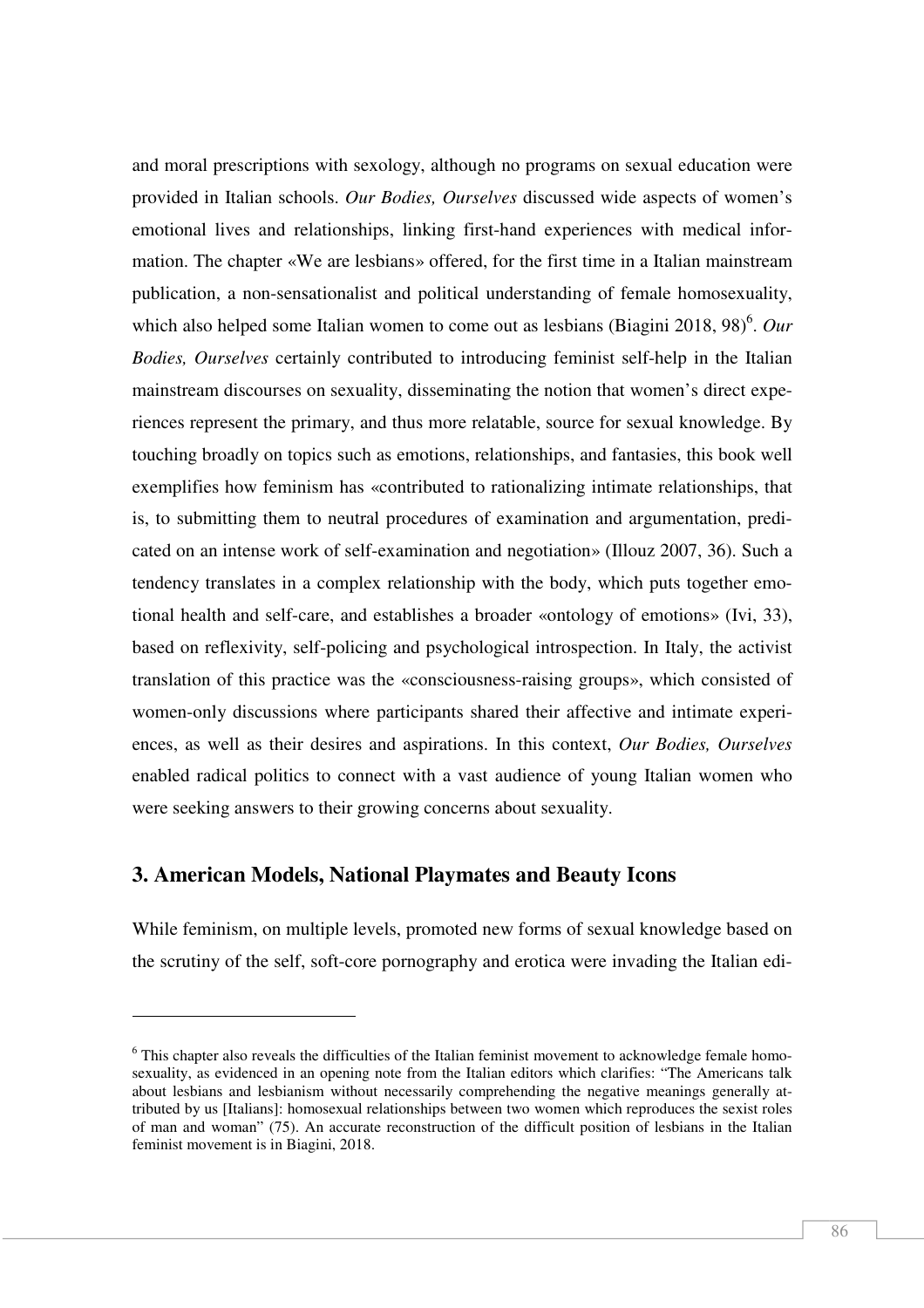and moral prescriptions with sexology, although no programs on sexual education were provided in Italian schools. *Our Bodies, Ourselves* discussed wide aspects of women's emotional lives and relationships, linking first-hand experiences with medical information. The chapter «We are lesbians» offered, for the first time in a Italian mainstream publication, a non-sensationalist and political understanding of female homosexuality, which also helped some Italian women to come out as lesbians (Biagini 2018, 98)[6]. *Our Bodies, Ourselves* certainly contributed to introducing feminist self-help in the Italian mainstream discourses on sexuality, disseminating the notion that women's direct experiences represent the primary, and thus more relatable, source for sexual knowledge. By touching broadly on topics such as emotions, relationships, and fantasies, this book well exemplifies how feminism has «contributed to rationalizing intimate relationships, that is, to submitting them to neutral procedures of examination and argumentation, predicated on an intense work of self-examination and negotiation» (Illouz 2007, 36). Such a tendency translates in a complex relationship with the body, which puts together emotional health and self-care, and establishes a broader «ontology of emotions» (Ivi, 33), based on reflexivity, self-policing and psychological introspection. In Italy, the activist translation of this practice was the «consciousness-raising groups», which consisted of women-only discussions where participants shared their affective and intimate experiences, as well as their desires and aspirations. In this context, *Our Bodies, Ourselves* enabled radical politics to connect with a vast audience of young Italian women who were seeking answers to their growing concerns about sexuality.

## 3. American Models, National Playmates and Beauty Icons

While feminism, on multiple levels, promoted new forms of sexual knowledge based on the scrutiny of the self, soft-core pornography and erotica were invading the Italian edi-

---

[6] This chapter also reveals the difficulties of the Italian feminist movement to acknowledge female homosexuality, as evidenced in an opening note from the Italian editors which clarifies: "The Americans talk about lesbians and lesbianism without necessarily comprehending the negative meanings generally attributed by us [Italians]: homosexual relationships between two women which reproduces the sexist roles of man and woman" (75). An accurate reconstruction of the difficult position of lesbians in the Italian feminist movement is in Biagini, 2018.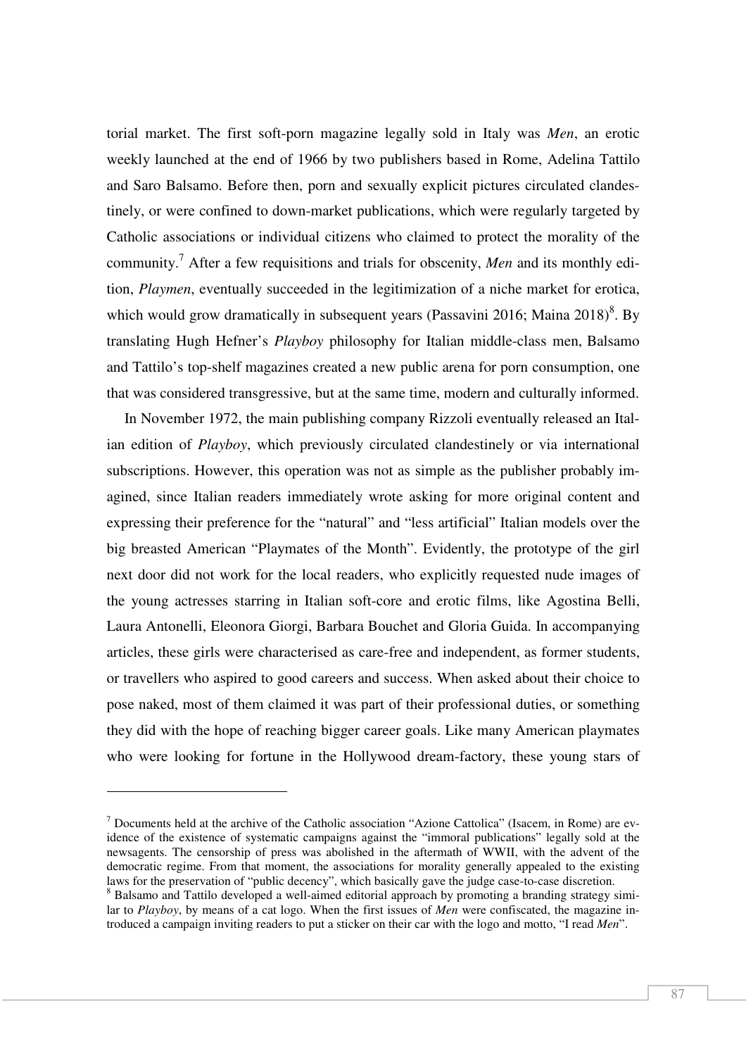torial market. The first soft-porn magazine legally sold in Italy was *Men*, an erotic weekly launched at the end of 1966 by two publishers based in Rome, Adelina Tattilo and Saro Balsamo. Before then, porn and sexually explicit pictures circulated clandestinely, or were confined to down-market publications, which were regularly targeted by Catholic associations or individual citizens who claimed to protect the morality of the community.[7] After a few requisitions and trials for obscenity, *Men* and its monthly edition, *Playmen*, eventually succeeded in the legitimization of a niche market for erotica, which would grow dramatically in subsequent years (Passavini 2016; Maina 2018)[8]. By translating Hugh Hefner's *Playboy* philosophy for Italian middle-class men, Balsamo and Tattilo's top-shelf magazines created a new public arena for porn consumption, one that was considered transgressive, but at the same time, modern and culturally informed.

In November 1972, the main publishing company Rizzoli eventually released an Italian edition of *Playboy*, which previously circulated clandestinely or via international subscriptions. However, this operation was not as simple as the publisher probably imagined, since Italian readers immediately wrote asking for more original content and expressing their preference for the "natural" and "less artificial" Italian models over the big breasted American "Playmates of the Month". Evidently, the prototype of the girl next door did not work for the local readers, who explicitly requested nude images of the young actresses starring in Italian soft-core and erotic films, like Agostina Belli, Laura Antonelli, Eleonora Giorgi, Barbara Bouchet and Gloria Guida. In accompanying articles, these girls were characterised as care-free and independent, as former students, or travellers who aspired to good careers and success. When asked about their choice to pose naked, most of them claimed it was part of their professional duties, or something they did with the hope of reaching bigger career goals. Like many American playmates who were looking for fortune in the Hollywood dream-factory, these young stars of

---

[7] Documents held at the archive of the Catholic association "Azione Cattolica" (Isacem, in Rome) are evidence of the existence of systematic campaigns against the "immoral publications" legally sold at the newsagents. The censorship of press was abolished in the aftermath of WWII, with the advent of the democratic regime. From that moment, the associations for morality generally appealed to the existing laws for the preservation of "public decency", which basically gave the judge case-to-case discretion.

[8] Balsamo and Tattilo developed a well-aimed editorial approach by promoting a branding strategy similar to *Playboy*, by means of a cat logo. When the first issues of *Men* were confiscated, the magazine introduced a campaign inviting readers to put a sticker on their car with the logo and motto, "I read *Men*".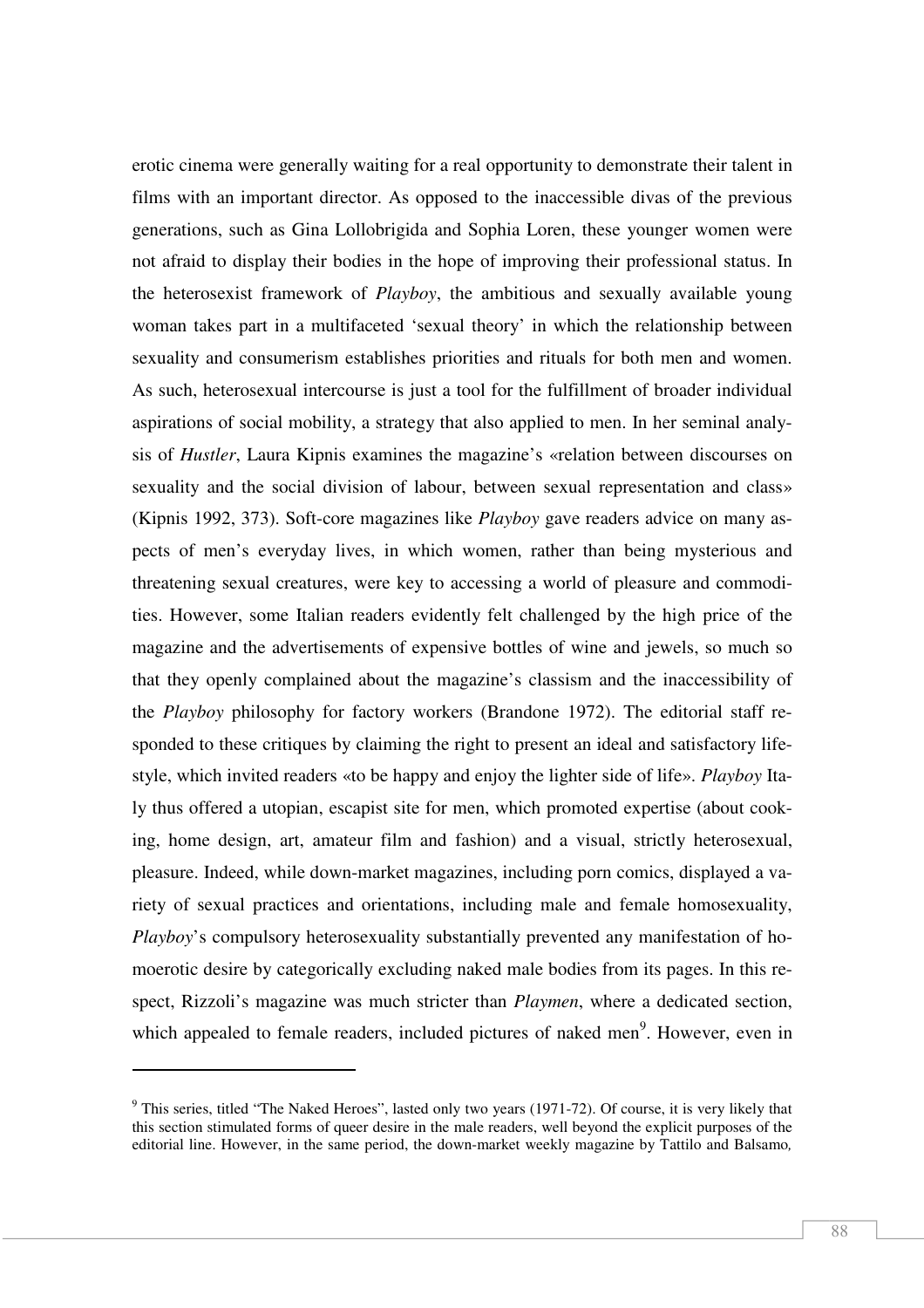erotic cinema were generally waiting for a real opportunity to demonstrate their talent in films with an important director. As opposed to the inaccessible divas of the previous generations, such as Gina Lollobrigida and Sophia Loren, these younger women were not afraid to display their bodies in the hope of improving their professional status. In the heterosexist framework of *Playboy*, the ambitious and sexually available young woman takes part in a multifaceted 'sexual theory' in which the relationship between sexuality and consumerism establishes priorities and rituals for both men and women. As such, heterosexual intercourse is just a tool for the fulfillment of broader individual aspirations of social mobility, a strategy that also applied to men. In her seminal analysis of *Hustler*, Laura Kipnis examines the magazine's «relation between discourses on sexuality and the social division of labour, between sexual representation and class» (Kipnis 1992, 373). Soft-core magazines like *Playboy* gave readers advice on many aspects of men's everyday lives, in which women, rather than being mysterious and threatening sexual creatures, were key to accessing a world of pleasure and commodities. However, some Italian readers evidently felt challenged by the high price of the magazine and the advertisements of expensive bottles of wine and jewels, so much so that they openly complained about the magazine's classism and the inaccessibility of the *Playboy* philosophy for factory workers (Brandone 1972). The editorial staff responded to these critiques by claiming the right to present an ideal and satisfactory lifestyle, which invited readers «to be happy and enjoy the lighter side of life». *Playboy* Italy thus offered a utopian, escapist site for men, which promoted expertise (about cooking, home design, art, amateur film and fashion) and a visual, strictly heterosexual, pleasure. Indeed, while down-market magazines, including porn comics, displayed a variety of sexual practices and orientations, including male and female homosexuality, *Playboy*'s compulsory heterosexuality substantially prevented any manifestation of homoerotic desire by categorically excluding naked male bodies from its pages. In this respect, Rizzoli's magazine was much stricter than *Playmen*, where a dedicated section, which appealed to female readers, included pictures of naked men[9]. However, even in

[9] This series, titled "The Naked Heroes", lasted only two years (1971-72). Of course, it is very likely that this section stimulated forms of queer desire in the male readers, well beyond the explicit purposes of the editorial line. However, in the same period, the down-market weekly magazine by Tattilo and Balsamo,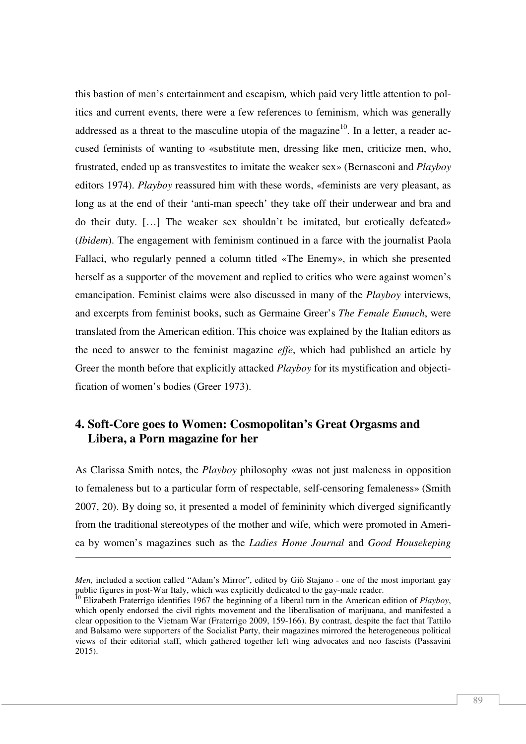this bastion of men's entertainment and escapism*,* which paid very little attention to politics and current events, there were a few references to feminism, which was generally addressed as a threat to the masculine utopia of the magazine[10]. In a letter, a reader accused feminists of wanting to «substitute men, dressing like men, criticize men, who, frustrated, ended up as transvestites to imitate the weaker sex» (Bernasconi and *Playboy* editors 1974). *Playboy* reassured him with these words, «feminists are very pleasant, as long as at the end of their 'anti-man speech' they take off their underwear and bra and do their duty. […] The weaker sex shouldn't be imitated, but erotically defeated» (*Ibidem*). The engagement with feminism continued in a farce with the journalist Paola Fallaci, who regularly penned a column titled «The Enemy», in which she presented herself as a supporter of the movement and replied to critics who were against women's emancipation. Feminist claims were also discussed in many of the *Playboy* interviews, and excerpts from feminist books, such as Germaine Greer's *The Female Eunuch*, were translated from the American edition. This choice was explained by the Italian editors as the need to answer to the feminist magazine *effe*, which had published an article by Greer the month before that explicitly attacked *Playboy* for its mystification and objectification of women's bodies (Greer 1973).

## 4. Soft-Core goes to Women: Cosmopolitan's Great Orgasms and Libera, a Porn magazine for her

As Clarissa Smith notes, the *Playboy* philosophy «was not just maleness in opposition to femaleness but to a particular form of respectable, self-censoring femaleness» (Smith 2007, 20). By doing so, it presented a model of femininity which diverged significantly from the traditional stereotypes of the mother and wife, which were promoted in America by women's magazines such as the *Ladies Home Journal* and *Good Housekeping*

---

*Men,* included a section called "Adam's Mirror", edited by Giò Stajano - one of the most important gay public figures in post-War Italy, which was explicitly dedicated to the gay-male reader.

[10] Elizabeth Fraterrigo identifies 1967 the beginning of a liberal turn in the American edition of *Playboy*, which openly endorsed the civil rights movement and the liberalisation of marijuana, and manifested a clear opposition to the Vietnam War (Fraterrigo 2009, 159-166). By contrast, despite the fact that Tattilo and Balsamo were supporters of the Socialist Party, their magazines mirrored the heterogeneous political views of their editorial staff, which gathered together left wing advocates and neo fascists (Passavini 2015).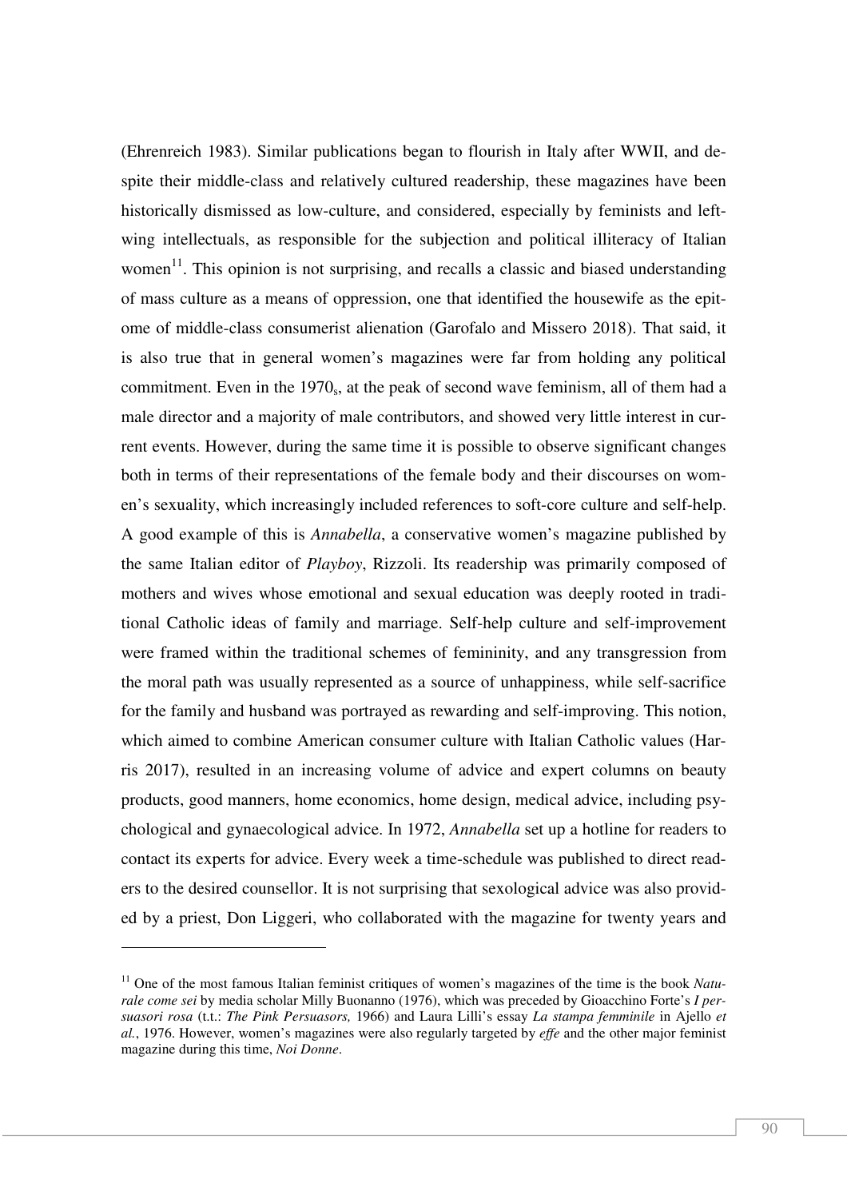(Ehrenreich 1983). Similar publications began to flourish in Italy after WWII, and despite their middle-class and relatively cultured readership, these magazines have been historically dismissed as low-culture, and considered, especially by feminists and left-wing intellectuals, as responsible for the subjection and political illiteracy of Italian women[11]. This opinion is not surprising, and recalls a classic and biased understanding of mass culture as a means of oppression, one that identified the housewife as the epitome of middle-class consumerist alienation (Garofalo and Missero 2018). That said, it is also true that in general women's magazines were far from holding any political commitment. Even in the 1970s, at the peak of second wave feminism, all of them had a male director and a majority of male contributors, and showed very little interest in current events. However, during the same time it is possible to observe significant changes both in terms of their representations of the female body and their discourses on women's sexuality, which increasingly included references to soft-core culture and self-help. A good example of this is *Annabella*, a conservative women's magazine published by the same Italian editor of *Playboy*, Rizzoli. Its readership was primarily composed of mothers and wives whose emotional and sexual education was deeply rooted in traditional Catholic ideas of family and marriage. Self-help culture and self-improvement were framed within the traditional schemes of femininity, and any transgression from the moral path was usually represented as a source of unhappiness, while self-sacrifice for the family and husband was portrayed as rewarding and self-improving. This notion, which aimed to combine American consumer culture with Italian Catholic values (Harris 2017), resulted in an increasing volume of advice and expert columns on beauty products, good manners, home economics, home design, medical advice, including psychological and gynaecological advice. In 1972, *Annabella* set up a hotline for readers to contact its experts for advice. Every week a time-schedule was published to direct readers to the desired counsellor. It is not surprising that sexological advice was also provided by a priest, Don Liggeri, who collaborated with the magazine for twenty years and

[11] One of the most famous Italian feminist critiques of women's magazines of the time is the book *Naturale come sei* by media scholar Milly Buonanno (1976), which was preceded by Gioacchino Forte's *I persuasori rosa* (t.t.: *The Pink Persuasors,* 1966) and Laura Lilli's essay *La stampa femminile* in Ajello *et al.*, 1976. However, women's magazines were also regularly targeted by *effe* and the other major feminist magazine during this time, *Noi Donne*.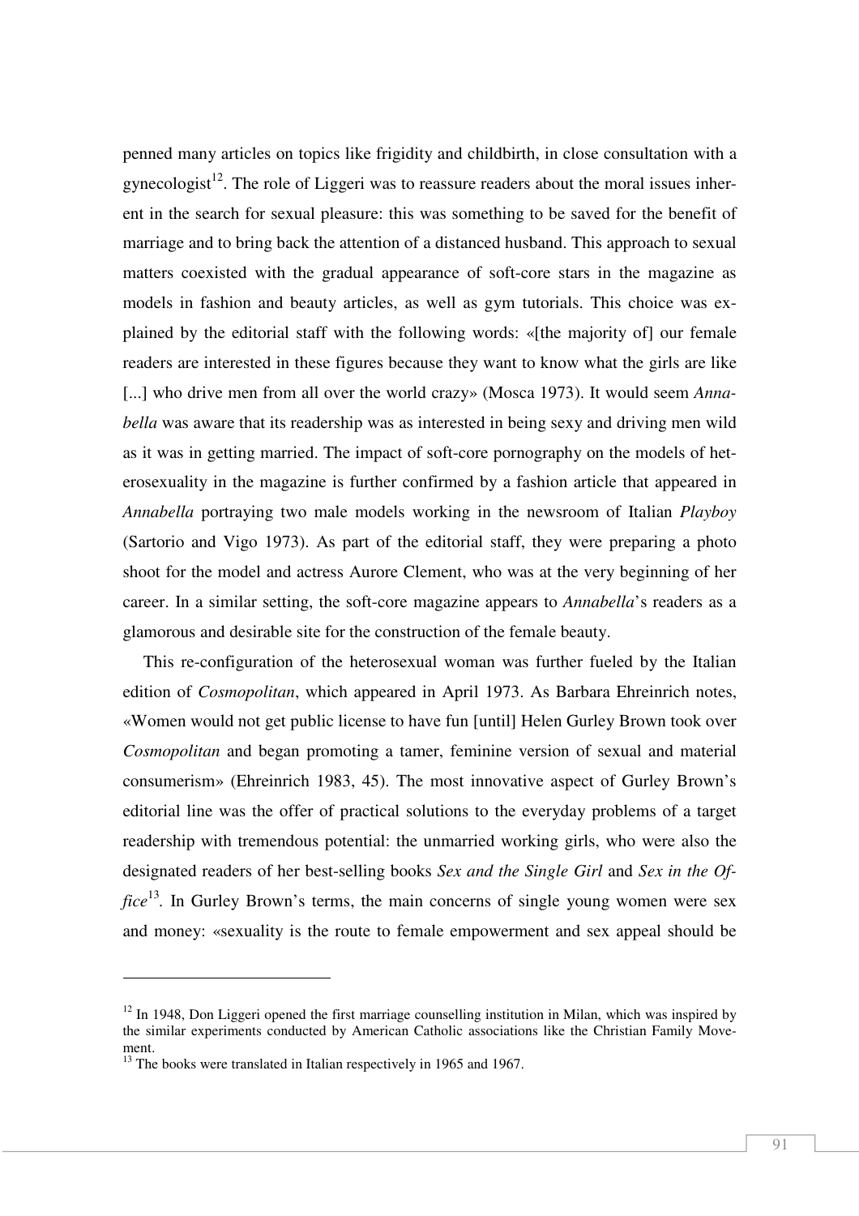penned many articles on topics like frigidity and childbirth, in close consultation with a gynecologist[12]. The role of Liggeri was to reassure readers about the moral issues inherent in the search for sexual pleasure: this was something to be saved for the benefit of marriage and to bring back the attention of a distanced husband. This approach to sexual matters coexisted with the gradual appearance of soft-core stars in the magazine as models in fashion and beauty articles, as well as gym tutorials. This choice was explained by the editorial staff with the following words: «[the majority of] our female readers are interested in these figures because they want to know what the girls are like [...] who drive men from all over the world crazy» (Mosca 1973). It would seem *Annabella* was aware that its readership was as interested in being sexy and driving men wild as it was in getting married. The impact of soft-core pornography on the models of heterosexuality in the magazine is further confirmed by a fashion article that appeared in *Annabella* portraying two male models working in the newsroom of Italian *Playboy* (Sartorio and Vigo 1973). As part of the editorial staff, they were preparing a photo shoot for the model and actress Aurore Clement, who was at the very beginning of her career. In a similar setting, the soft-core magazine appears to *Annabella*'s readers as a glamorous and desirable site for the construction of the female beauty.

This re-configuration of the heterosexual woman was further fueled by the Italian edition of *Cosmopolitan*, which appeared in April 1973. As Barbara Ehreinrich notes, «Women would not get public license to have fun [until] Helen Gurley Brown took over *Cosmopolitan* and began promoting a tamer, feminine version of sexual and material consumerism» (Ehreinrich 1983, 45). The most innovative aspect of Gurley Brown's editorial line was the offer of practical solutions to the everyday problems of a target readership with tremendous potential: the unmarried working girls, who were also the designated readers of her best-selling books *Sex and the Single Girl* and *Sex in the Office*[13]. In Gurley Brown's terms, the main concerns of single young women were sex and money: «sexuality is the route to female empowerment and sex appeal should be

---

[12] In 1948, Don Liggeri opened the first marriage counselling institution in Milan, which was inspired by the similar experiments conducted by American Catholic associations like the Christian Family Movement.

[13] The books were translated in Italian respectively in 1965 and 1967.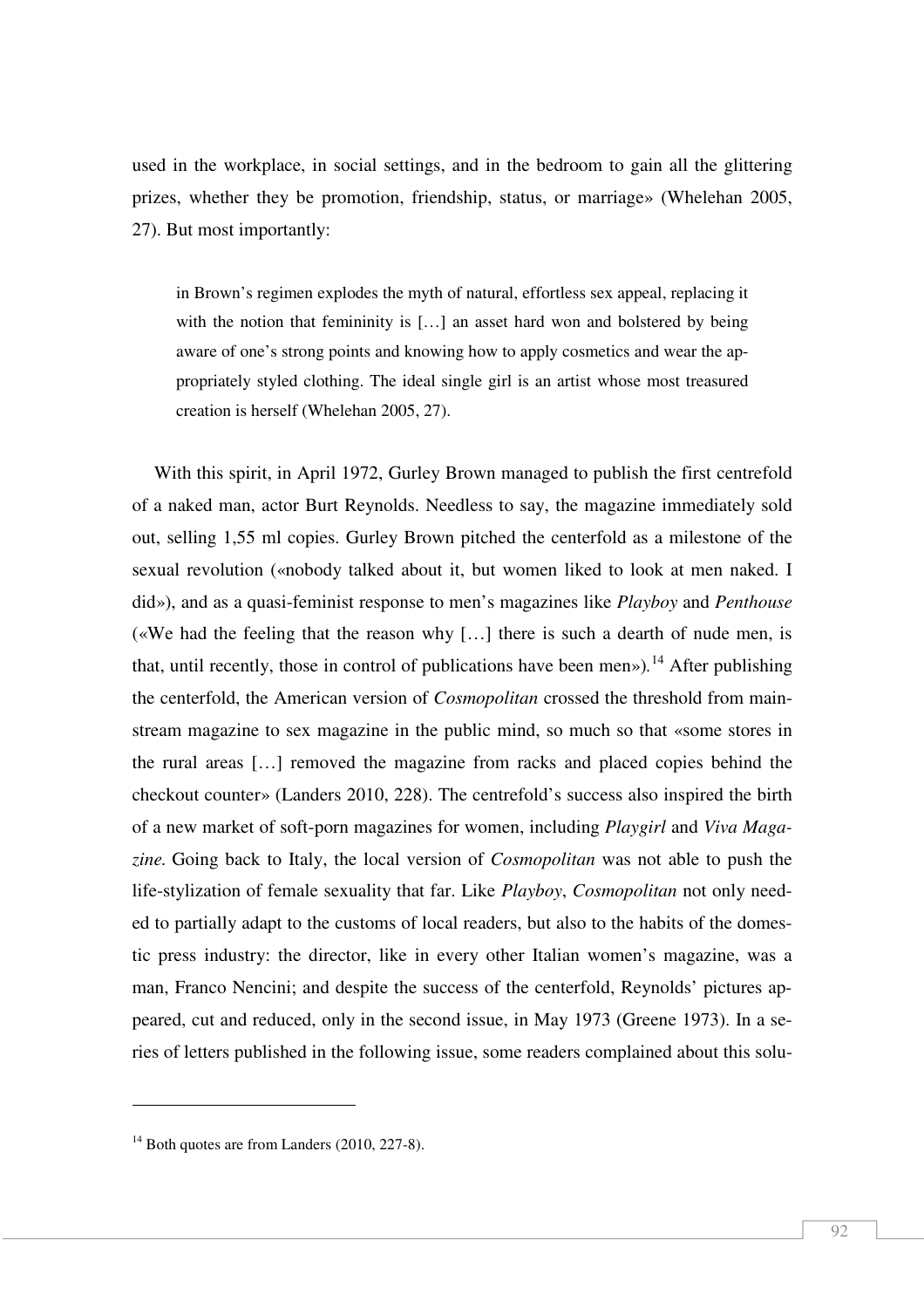used in the workplace, in social settings, and in the bedroom to gain all the glittering prizes, whether they be promotion, friendship, status, or marriage» (Whelehan 2005, 27). But most importantly:

> in Brown's regimen explodes the myth of natural, effortless sex appeal, replacing it with the notion that femininity is […] an asset hard won and bolstered by being aware of one's strong points and knowing how to apply cosmetics and wear the appropriately styled clothing. The ideal single girl is an artist whose most treasured creation is herself (Whelehan 2005, 27).

With this spirit, in April 1972, Gurley Brown managed to publish the first centrefold of a naked man, actor Burt Reynolds. Needless to say, the magazine immediately sold out, selling 1,55 ml copies. Gurley Brown pitched the centerfold as a milestone of the sexual revolution («nobody talked about it, but women liked to look at men naked. I did»), and as a quasi-feminist response to men's magazines like *Playboy* and *Penthouse* («We had the feeling that the reason why […] there is such a dearth of nude men, is that, until recently, those in control of publications have been men»).[14] After publishing the centerfold, the American version of *Cosmopolitan* crossed the threshold from mainstream magazine to sex magazine in the public mind, so much so that «some stores in the rural areas […] removed the magazine from racks and placed copies behind the checkout counter» (Landers 2010, 228). The centrefold's success also inspired the birth of a new market of soft-porn magazines for women, including *Playgirl* and *Viva Magazine*. Going back to Italy, the local version of *Cosmopolitan* was not able to push the life-stylization of female sexuality that far. Like *Playboy*, *Cosmopolitan* not only needed to partially adapt to the customs of local readers, but also to the habits of the domestic press industry: the director, like in every other Italian women's magazine, was a man, Franco Nencini; and despite the success of the centerfold, Reynolds' pictures appeared, cut and reduced, only in the second issue, in May 1973 (Greene 1973). In a series of letters published in the following issue, some readers complained about this solu-

---

[14] Both quotes are from Landers (2010, 227-8).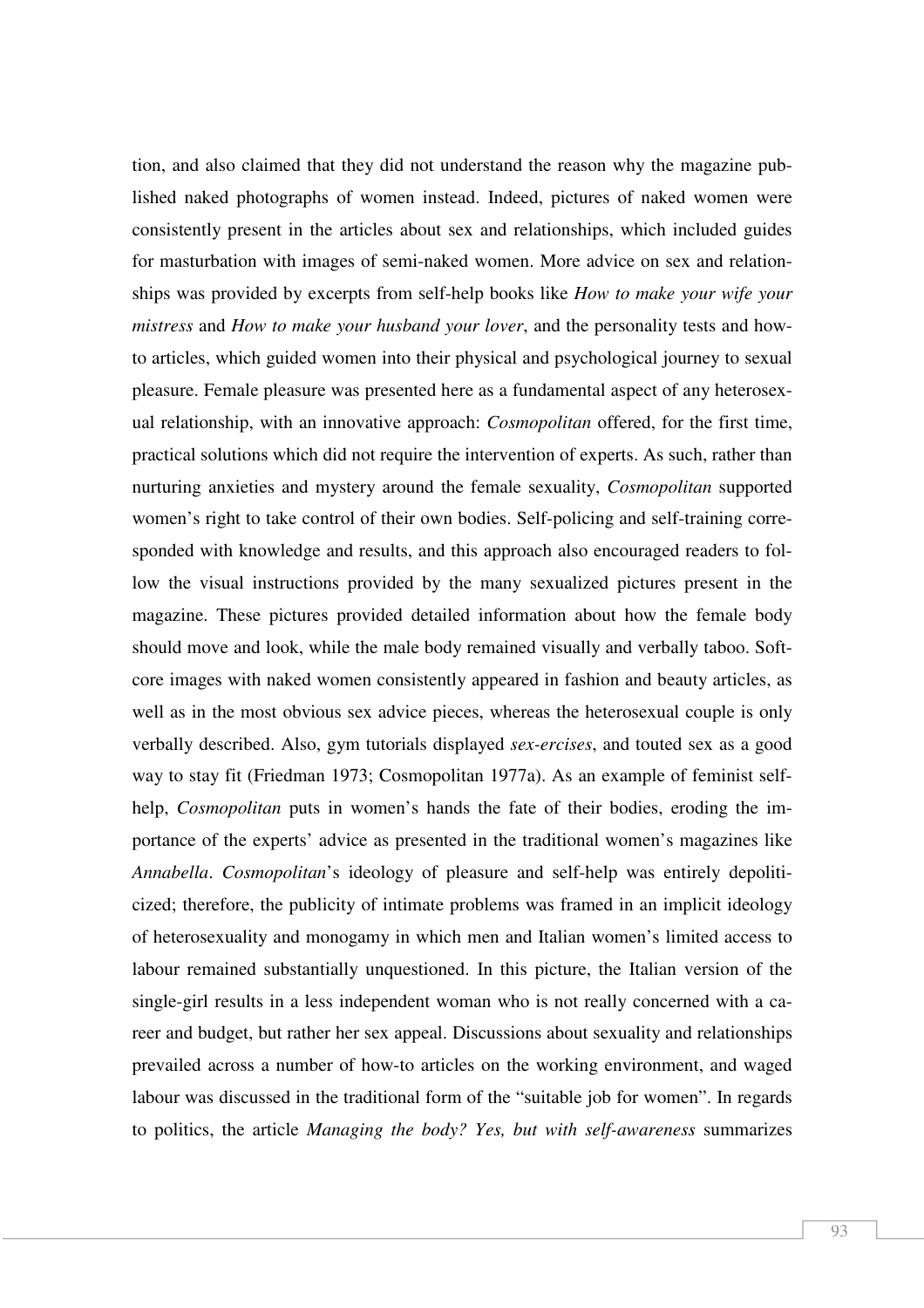tion, and also claimed that they did not understand the reason why the magazine published naked photographs of women instead. Indeed, pictures of naked women were consistently present in the articles about sex and relationships, which included guides for masturbation with images of semi-naked women. More advice on sex and relationships was provided by excerpts from self-help books like *How to make your wife your mistress* and *How to make your husband your lover*, and the personality tests and how-to articles, which guided women into their physical and psychological journey to sexual pleasure. Female pleasure was presented here as a fundamental aspect of any heterosexual relationship, with an innovative approach: *Cosmopolitan* offered, for the first time, practical solutions which did not require the intervention of experts. As such, rather than nurturing anxieties and mystery around the female sexuality, *Cosmopolitan* supported women's right to take control of their own bodies. Self-policing and self-training corresponded with knowledge and results, and this approach also encouraged readers to follow the visual instructions provided by the many sexualized pictures present in the magazine. These pictures provided detailed information about how the female body should move and look, while the male body remained visually and verbally taboo. Soft-core images with naked women consistently appeared in fashion and beauty articles, as well as in the most obvious sex advice pieces, whereas the heterosexual couple is only verbally described. Also, gym tutorials displayed *sex-ercises*, and touted sex as a good way to stay fit (Friedman 1973; Cosmopolitan 1977a). As an example of feminist self-help, *Cosmopolitan* puts in women's hands the fate of their bodies, eroding the importance of the experts' advice as presented in the traditional women's magazines like *Annabella*. *Cosmopolitan*'s ideology of pleasure and self-help was entirely depoliticized; therefore, the publicity of intimate problems was framed in an implicit ideology of heterosexuality and monogamy in which men and Italian women's limited access to labour remained substantially unquestioned. In this picture, the Italian version of the single-girl results in a less independent woman who is not really concerned with a career and budget, but rather her sex appeal. Discussions about sexuality and relationships prevailed across a number of how-to articles on the working environment, and waged labour was discussed in the traditional form of the "suitable job for women". In regards to politics, the article *Managing the body? Yes, but with self-awareness* summarizes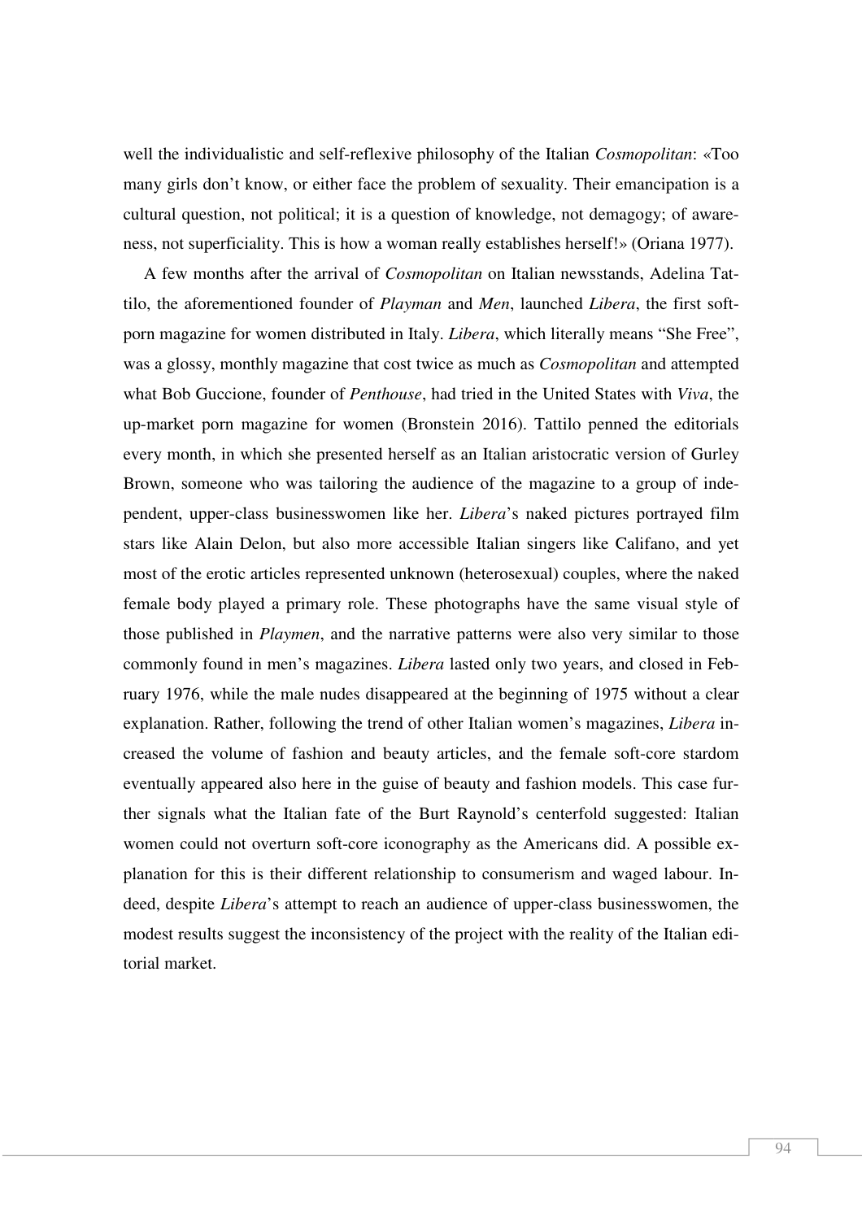well the individualistic and self-reflexive philosophy of the Italian *Cosmopolitan*: «Too many girls don't know, or either face the problem of sexuality. Their emancipation is a cultural question, not political; it is a question of knowledge, not demagogy; of awareness, not superficiality. This is how a woman really establishes herself!» (Oriana 1977).

A few months after the arrival of *Cosmopolitan* on Italian newsstands, Adelina Tattilo, the aforementioned founder of *Playman* and *Men*, launched *Libera*, the first soft-porn magazine for women distributed in Italy. *Libera*, which literally means "She Free", was a glossy, monthly magazine that cost twice as much as *Cosmopolitan* and attempted what Bob Guccione, founder of *Penthouse*, had tried in the United States with *Viva*, the up-market porn magazine for women (Bronstein 2016). Tattilo penned the editorials every month, in which she presented herself as an Italian aristocratic version of Gurley Brown, someone who was tailoring the audience of the magazine to a group of independent, upper-class businesswomen like her. *Libera*'s naked pictures portrayed film stars like Alain Delon, but also more accessible Italian singers like Califano, and yet most of the erotic articles represented unknown (heterosexual) couples, where the naked female body played a primary role. These photographs have the same visual style of those published in *Playmen*, and the narrative patterns were also very similar to those commonly found in men's magazines. *Libera* lasted only two years, and closed in February 1976, while the male nudes disappeared at the beginning of 1975 without a clear explanation. Rather, following the trend of other Italian women's magazines, *Libera* increased the volume of fashion and beauty articles, and the female soft-core stardom eventually appeared also here in the guise of beauty and fashion models. This case further signals what the Italian fate of the Burt Raynold's centerfold suggested: Italian women could not overturn soft-core iconography as the Americans did. A possible explanation for this is their different relationship to consumerism and waged labour. Indeed, despite *Libera*'s attempt to reach an audience of upper-class businesswomen, the modest results suggest the inconsistency of the project with the reality of the Italian editorial market.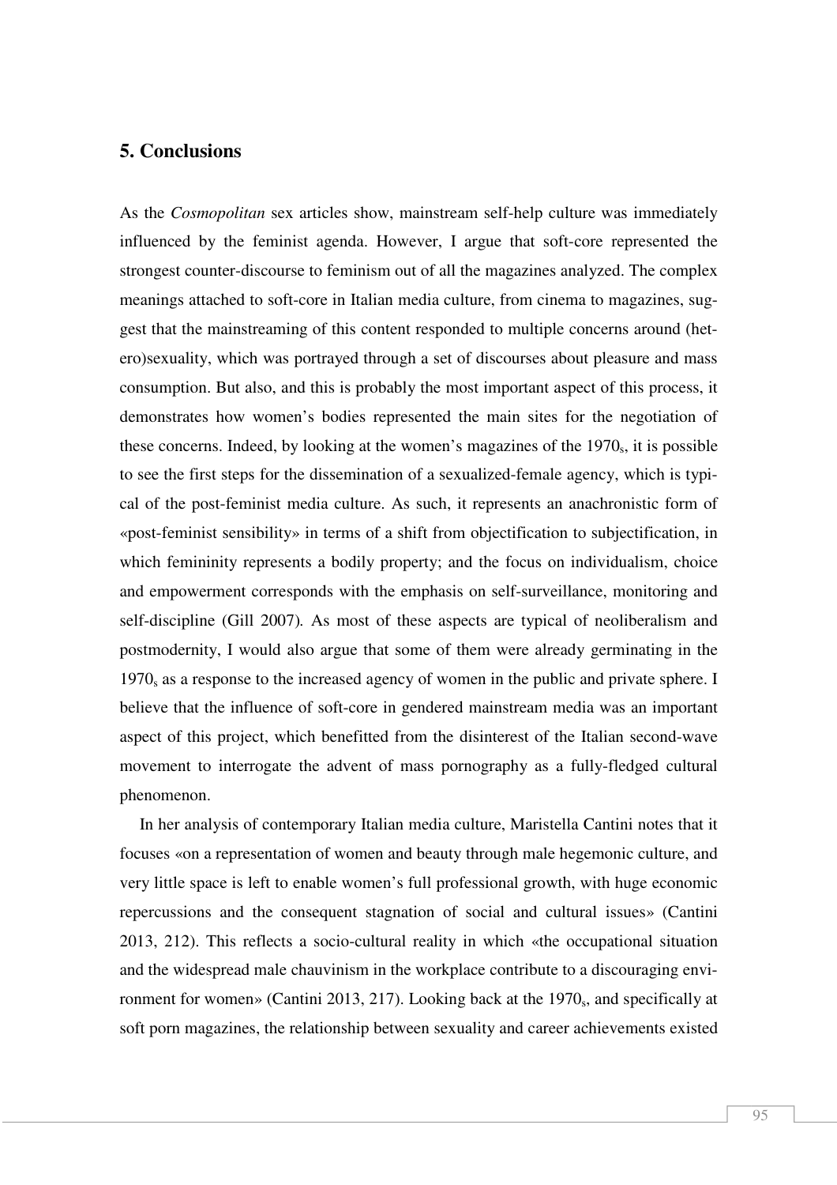## 5. Conclusions

As the *Cosmopolitan* sex articles show, mainstream self-help culture was immediately influenced by the feminist agenda. However, I argue that soft-core represented the strongest counter-discourse to feminism out of all the magazines analyzed. The complex meanings attached to soft-core in Italian media culture, from cinema to magazines, suggest that the mainstreaming of this content responded to multiple concerns around (hetero)sexuality, which was portrayed through a set of discourses about pleasure and mass consumption. But also, and this is probably the most important aspect of this process, it demonstrates how women's bodies represented the main sites for the negotiation of these concerns. Indeed, by looking at the women's magazines of the $1970_s$, it is possible to see the first steps for the dissemination of a sexualized-female agency, which is typical of the post-feminist media culture. As such, it represents an anachronistic form of «post-feminist sensibility» in terms of a shift from objectification to subjectification, in which femininity represents a bodily property; and the focus on individualism, choice and empowerment corresponds with the emphasis on self-surveillance, monitoring and self-discipline (Gill 2007). As most of these aspects are typical of neoliberalism and postmodernity, I would also argue that some of them were already germinating in the $1970_s$ as a response to the increased agency of women in the public and private sphere. I believe that the influence of soft-core in gendered mainstream media was an important aspect of this project, which benefitted from the disinterest of the Italian second-wave movement to interrogate the advent of mass pornography as a fully-fledged cultural phenomenon.

In her analysis of contemporary Italian media culture, Maristella Cantini notes that it focuses «on a representation of women and beauty through male hegemonic culture, and very little space is left to enable women's full professional growth, with huge economic repercussions and the consequent stagnation of social and cultural issues» (Cantini 2013, 212). This reflects a socio-cultural reality in which «the occupational situation and the widespread male chauvinism in the workplace contribute to a discouraging environment for women» (Cantini 2013, 217). Looking back at the $1970_s$, and specifically at soft porn magazines, the relationship between sexuality and career achievements existed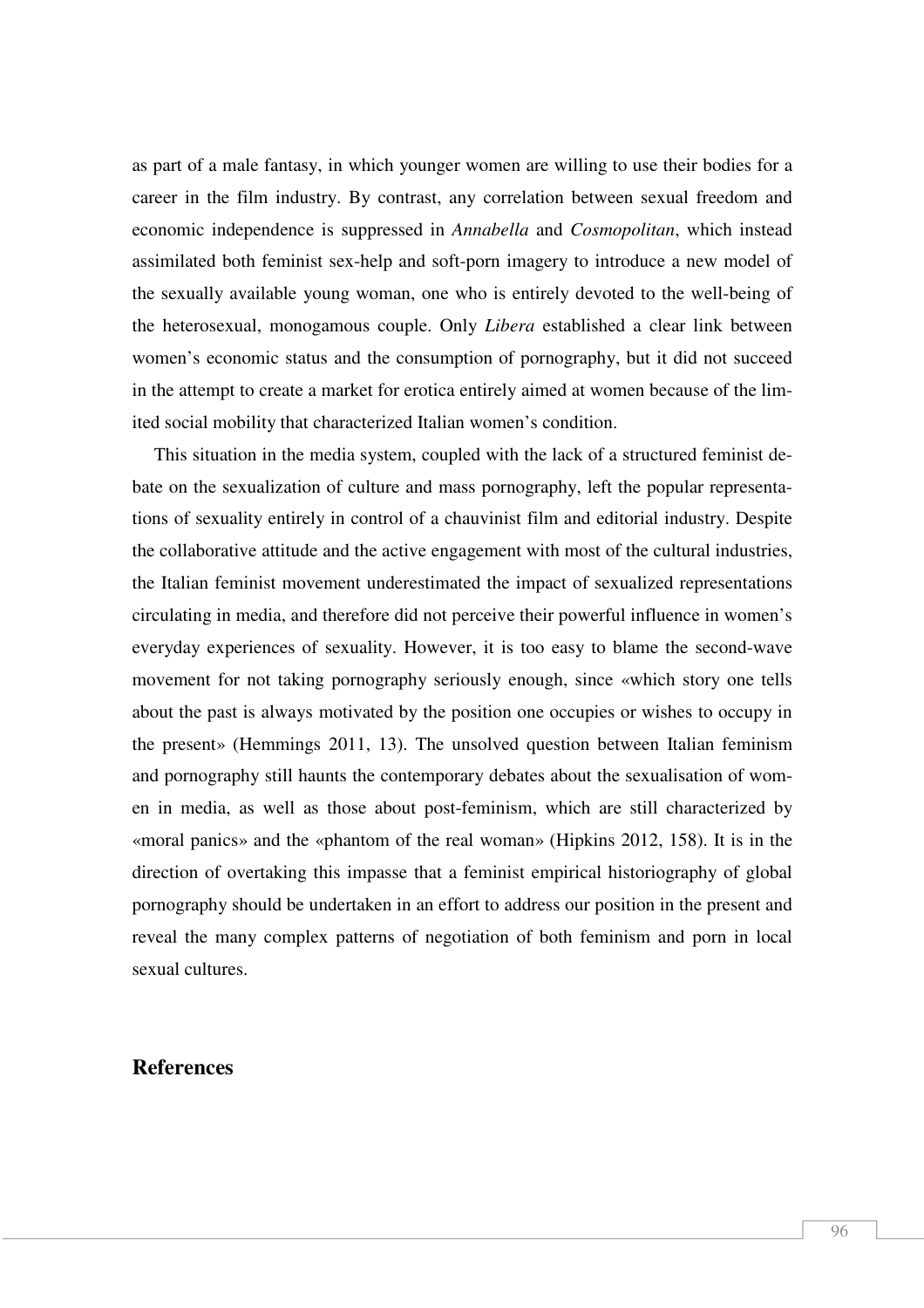as part of a male fantasy, in which younger women are willing to use their bodies for a career in the film industry. By contrast, any correlation between sexual freedom and economic independence is suppressed in *Annabella* and *Cosmopolitan*, which instead assimilated both feminist sex-help and soft-porn imagery to introduce a new model of the sexually available young woman, one who is entirely devoted to the well-being of the heterosexual, monogamous couple. Only *Libera* established a clear link between women's economic status and the consumption of pornography, but it did not succeed in the attempt to create a market for erotica entirely aimed at women because of the limited social mobility that characterized Italian women's condition.

This situation in the media system, coupled with the lack of a structured feminist debate on the sexualization of culture and mass pornography, left the popular representations of sexuality entirely in control of a chauvinist film and editorial industry. Despite the collaborative attitude and the active engagement with most of the cultural industries, the Italian feminist movement underestimated the impact of sexualized representations circulating in media, and therefore did not perceive their powerful influence in women's everyday experiences of sexuality. However, it is too easy to blame the second-wave movement for not taking pornography seriously enough, since «which story one tells about the past is always motivated by the position one occupies or wishes to occupy in the present» (Hemmings 2011, 13). The unsolved question between Italian feminism and pornography still haunts the contemporary debates about the sexualisation of women in media, as well as those about post-feminism, which are still characterized by «moral panics» and the «phantom of the real woman» (Hipkins 2012, 158). It is in the direction of overtaking this impasse that a feminist empirical historiography of global pornography should be undertaken in an effort to address our position in the present and reveal the many complex patterns of negotiation of both feminism and porn in local sexual cultures.

## References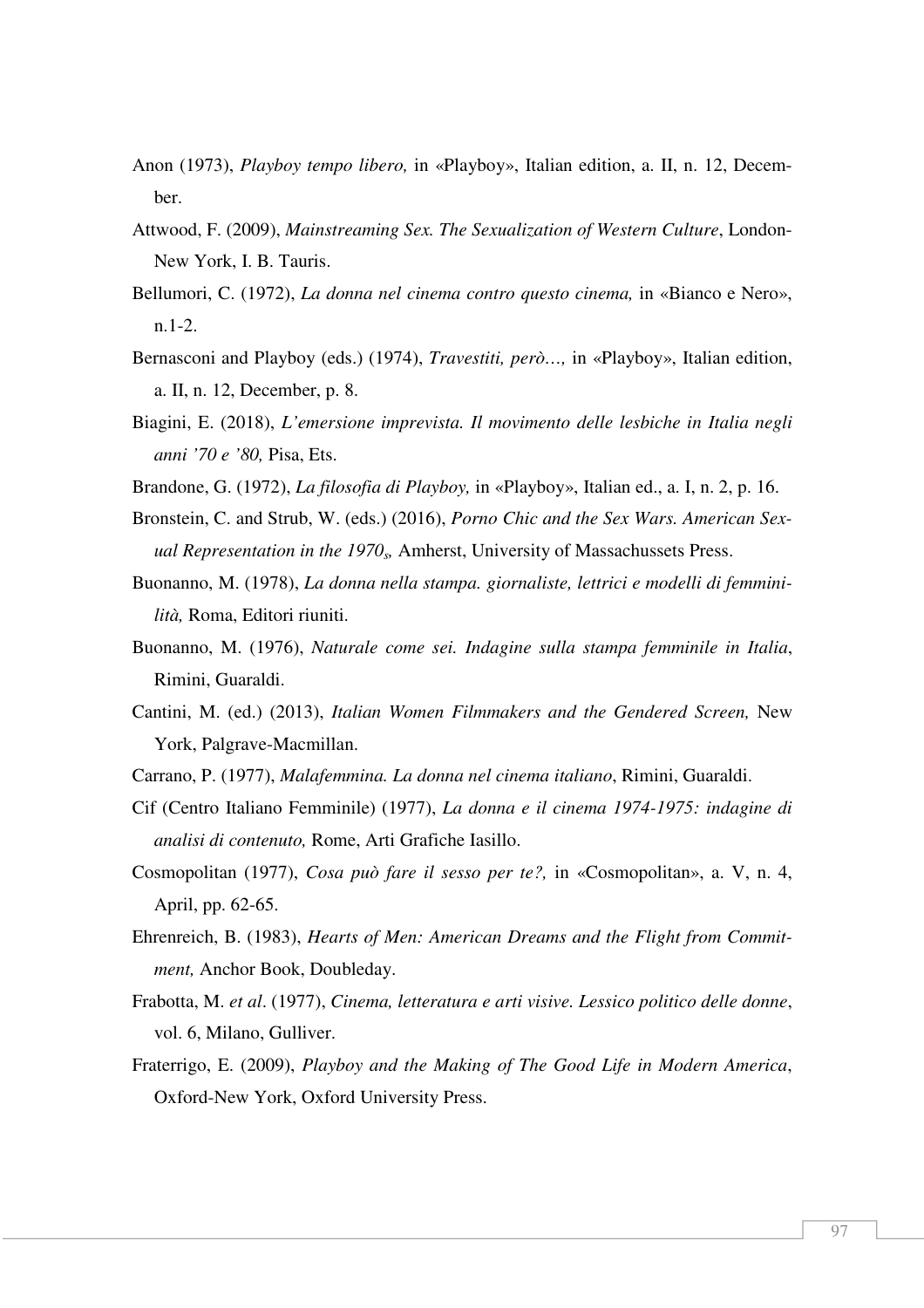Anon (1973), *Playboy tempo libero,* in «Playboy», Italian edition, a. II, n. 12, December.

Attwood, F. (2009), *Mainstreaming Sex. The Sexualization of Western Culture*, London-New York, I. B. Tauris.

Bellumori, C. (1972), *La donna nel cinema contro questo cinema,* in «Bianco e Nero», n.1-2.

Bernasconi and Playboy (eds.) (1974), *Travestiti, però…,* in «Playboy», Italian edition, a. II, n. 12, December, p. 8.

Biagini, E. (2018), *L'emersione imprevista. Il movimento delle lesbiche in Italia negli anni '70 e '80,* Pisa, Ets.

Brandone, G. (1972), *La filosofia di Playboy,* in «Playboy», Italian ed., a. I, n. 2, p. 16.

Bronstein, C. and Strub, W. (eds.) (2016), *Porno Chic and the Sex Wars. American Sexual Representation in the 1970s,* Amherst, University of Massachussets Press.

Buonanno, M. (1978), *La donna nella stampa. giornaliste, lettrici e modelli di femminilità,* Roma, Editori riuniti.

Buonanno, M. (1976), *Naturale come sei. Indagine sulla stampa femminile in Italia*, Rimini, Guaraldi.

Cantini, M. (ed.) (2013), *Italian Women Filmmakers and the Gendered Screen,* New York, Palgrave-Macmillan.

Carrano, P. (1977), *Malafemmina. La donna nel cinema italiano*, Rimini, Guaraldi.

Cif (Centro Italiano Femminile) (1977), *La donna e il cinema 1974-1975: indagine di analisi di contenuto,* Rome, Arti Grafiche Iasillo.

Cosmopolitan (1977), *Cosa può fare il sesso per te?,* in «Cosmopolitan», a. V, n. 4, April, pp. 62-65.

Ehrenreich, B. (1983), *Hearts of Men: American Dreams and the Flight from Commitment,* Anchor Book, Doubleday.

Frabotta, M. *et al*. (1977), *Cinema, letteratura e arti visive. Lessico politico delle donne*, vol. 6, Milano, Gulliver.

Fraterrigo, E. (2009), *Playboy and the Making of The Good Life in Modern America*, Oxford-New York, Oxford University Press.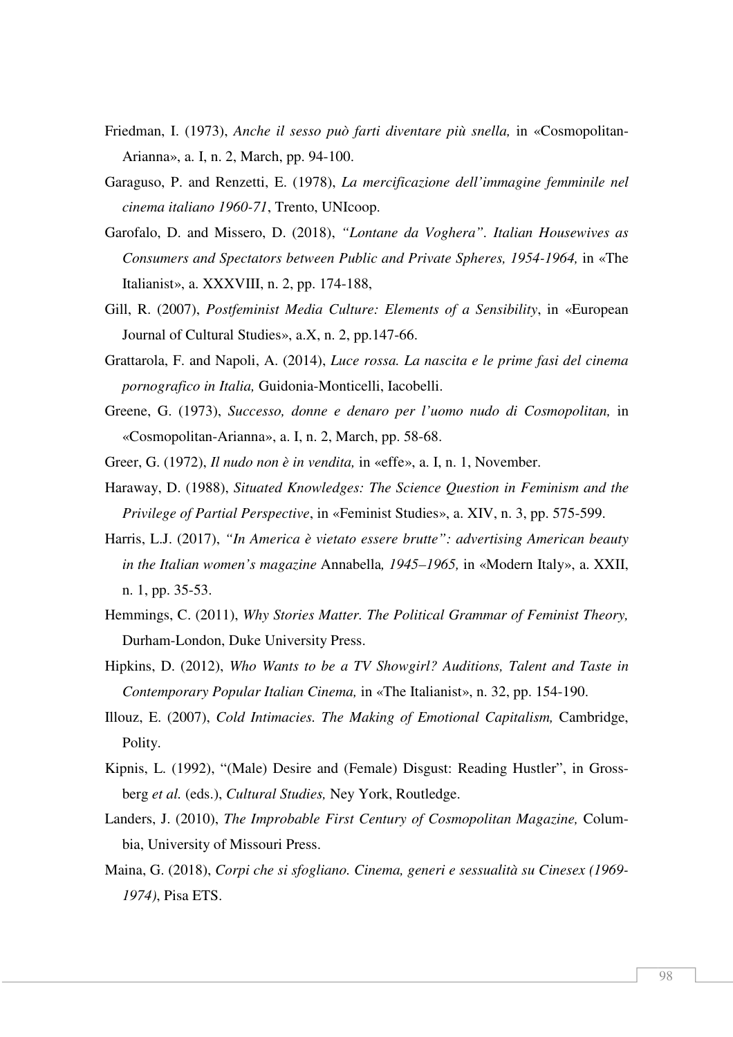Friedman, I. (1973), *Anche il sesso può farti diventare più snella,* in «Cosmopolitan-Arianna», a. I, n. 2, March, pp. 94-100.

Garaguso, P. and Renzetti, E. (1978), *La mercificazione dell'immagine femminile nel cinema italiano 1960-71*, Trento, UNIcoop.

Garofalo, D. and Missero, D. (2018), *"Lontane da Voghera". Italian Housewives as Consumers and Spectators between Public and Private Spheres, 1954-1964,* in «The Italianist», a. XXXVIII, n. 2, pp. 174-188,

Gill, R. (2007), *Postfeminist Media Culture: Elements of a Sensibility*, in «European Journal of Cultural Studies», a.X, n. 2, pp.147-66.

Grattarola, F. and Napoli, A. (2014), *Luce rossa. La nascita e le prime fasi del cinema pornografico in Italia,* Guidonia-Monticelli, Iacobelli.

Greene, G. (1973), *Successo, donne e denaro per l'uomo nudo di Cosmopolitan,* in «Cosmopolitan-Arianna», a. I, n. 2, March, pp. 58-68.

Greer, G. (1972), *Il nudo non è in vendita,* in «effe», a. I, n. 1, November.

Haraway, D. (1988), *Situated Knowledges: The Science Question in Feminism and the Privilege of Partial Perspective*, in «Feminist Studies», a. XIV, n. 3, pp. 575-599.

Harris, L.J. (2017), *"In America è vietato essere brutte": advertising American beauty in the Italian women's magazine* Annabella*, 1945–1965,* in «Modern Italy», a. XXII, n. 1, pp. 35-53.

Hemmings, C. (2011), *Why Stories Matter. The Political Grammar of Feminist Theory,* Durham-London, Duke University Press.

Hipkins, D. (2012), *Who Wants to be a TV Showgirl? Auditions, Talent and Taste in Contemporary Popular Italian Cinema,* in «The Italianist», n. 32, pp. 154-190.

Illouz, E. (2007), *Cold Intimacies. The Making of Emotional Capitalism,* Cambridge, Polity.

Kipnis, L. (1992), "(Male) Desire and (Female) Disgust: Reading Hustler", in Grossberg *et al.* (eds.), *Cultural Studies,* Ney York, Routledge.

Landers, J. (2010), *The Improbable First Century of Cosmopolitan Magazine,* Columbia, University of Missouri Press.

Maina, G. (2018), *Corpi che si sfogliano. Cinema, generi e sessualità su Cinesex (1969-1974)*, Pisa ETS.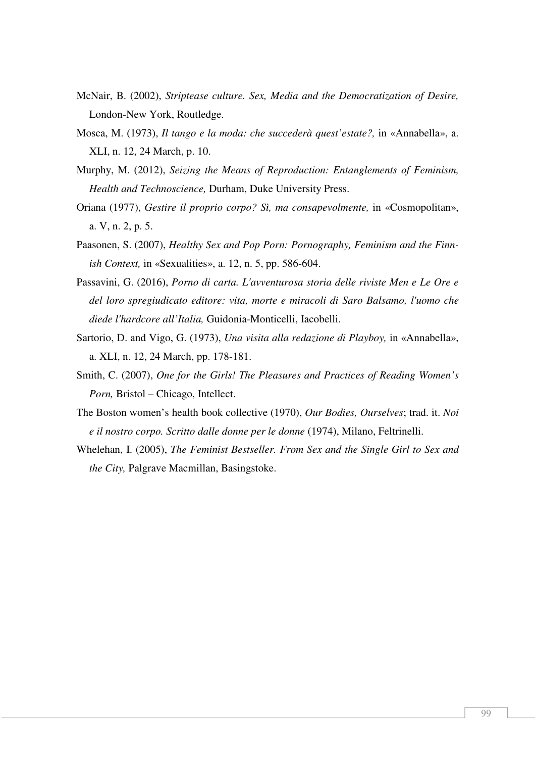McNair, B. (2002), *Striptease culture. Sex, Media and the Democratization of Desire,* London-New York, Routledge.

Mosca, M. (1973), *Il tango e la moda: che succederà quest'estate?,* in «Annabella», a. XLI, n. 12, 24 March, p. 10.

Murphy, M. (2012), *Seizing the Means of Reproduction: Entanglements of Feminism, Health and Technoscience,* Durham, Duke University Press.

Oriana (1977), *Gestire il proprio corpo? Sì, ma consapevolmente,* in «Cosmopolitan», a. V, n. 2, p. 5.

Paasonen, S. (2007), *Healthy Sex and Pop Porn: Pornography, Feminism and the Finnish Context,* in «Sexualities», a. 12, n. 5, pp. 586-604.

Passavini, G. (2016), *Porno di carta. L'avventurosa storia delle riviste Men e Le Ore e del loro spregiudicato editore: vita, morte e miracoli di Saro Balsamo, l'uomo che diede l'hardcore all'Italia,* Guidonia-Monticelli, Iacobelli.

Sartorio, D. and Vigo, G. (1973), *Una visita alla redazione di Playboy,* in «Annabella», a. XLI, n. 12, 24 March, pp. 178-181.

Smith, C. (2007), *One for the Girls! The Pleasures and Practices of Reading Women's Porn,* Bristol – Chicago, Intellect.

The Boston women's health book collective (1970), *Our Bodies, Ourselves*; trad. it. *Noi e il nostro corpo. Scritto dalle donne per le donne* (1974), Milano, Feltrinelli.

Whelehan, I. (2005), *The Feminist Bestseller. From Sex and the Single Girl to Sex and the City,* Palgrave Macmillan, Basingstoke.